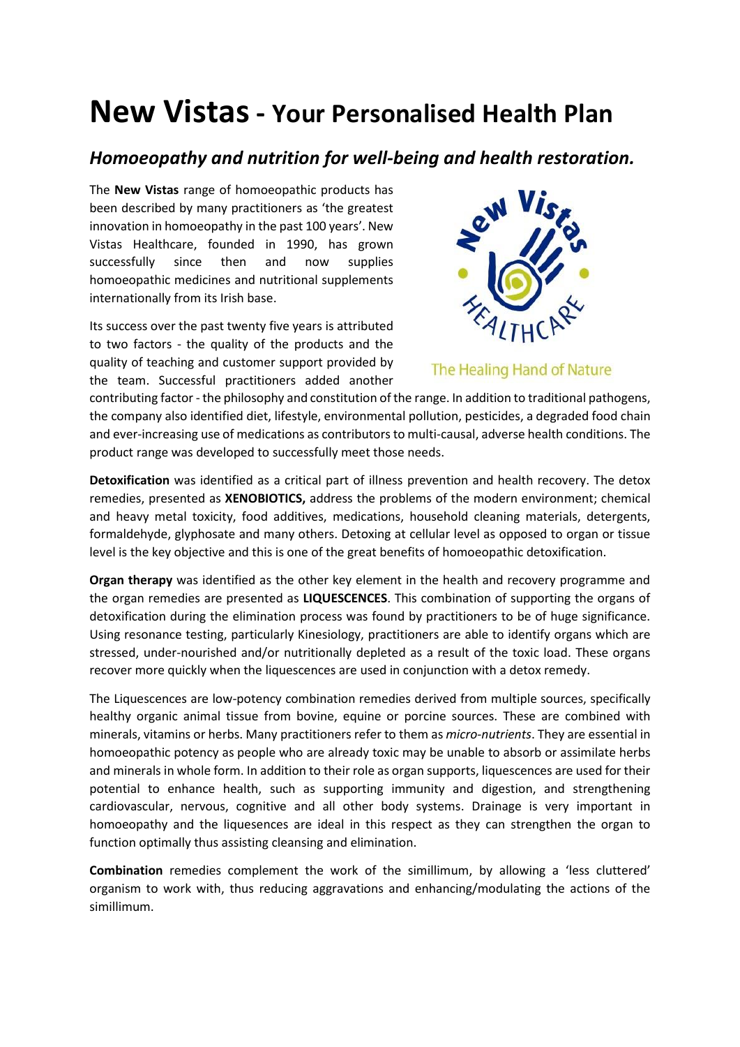# New Vistas - Your Personalised Health Plan

## *Homoeopathy and nutrition for well-being and health restoration.*

The **New Vistas** range of homoeopathic products has been described by many practitioners as 'the greatest innovation in homoeopathy in the past 100 years'. New Vistas Healthcare, founded in 1990, has grown successfully since then and now supplies homoeopathic medicines and nutritional supplements internationally from its Irish base.

The Healing Hand of Nature

Its success over the past twenty five years is attributed to two factors - the quality of the products and the quality of teaching and customer support provided by the team. Successful practitioners added another contributing factor - the philosophy and constitution of the range. In addition to traditional pathogens, the company also identified diet, lifestyle, environmental pollution, pesticides, a degraded food chain and ever-increasing use of medications as contributors to multi-causal, adverse health conditions. The product range was developed to successfully meet those needs.

**Detoxification** was identified as a critical part of illness prevention and health recovery. The detox remedies, presented as **XENOBIOTICS,** address the problems of the modern environment; chemical and heavy metal toxicity, food additives, medications, household cleaning materials, detergents, formaldehyde, glyphosate and many others. Detoxing at cellular level as opposed to organ or tissue level is the key objective and this is one of the great benefits of homoeopathic detoxification.

**Organ therapy** was identified as the other key element in the health and recovery programme and the organ remedies are presented as **LIQUESCENCES**. This combination of supporting the organs of detoxification during the elimination process was found by practitioners to be of huge significance. Using resonance testing, particularly Kinesiology, practitioners are able to identify organs which are stressed, under-nourished and/or nutritionally depleted as a result of the toxic load. These organs recover more quickly when the liquescences are used in conjunction with a detox remedy.

The Liquescences are low-potency combination remedies derived from multiple sources, specifically healthy organic animal tissue from bovine, equine or porcine sources. These are combined with minerals, vitamins or herbs. Many practitioners refer to them as *micro-nutrients*. They are essential in homoeopathic potency as people who are already toxic may be unable to absorb or assimilate herbs and minerals in whole form. In addition to their role as organ supports, liquescences are used for their potential to enhance health, such as supporting immunity and digestion, and strengthening cardiovascular, nervous, cognitive and all other body systems. Drainage is very important in homoeopathy and the liquesences are ideal in this respect as they can strengthen the organ to function optimally thus assisting cleansing and elimination.

**Combination** remedies complement the work of the simillimum, by allowing a 'less cluttered' organism to work with, thus reducing aggravations and enhancing/modulating the actions of the simillimum.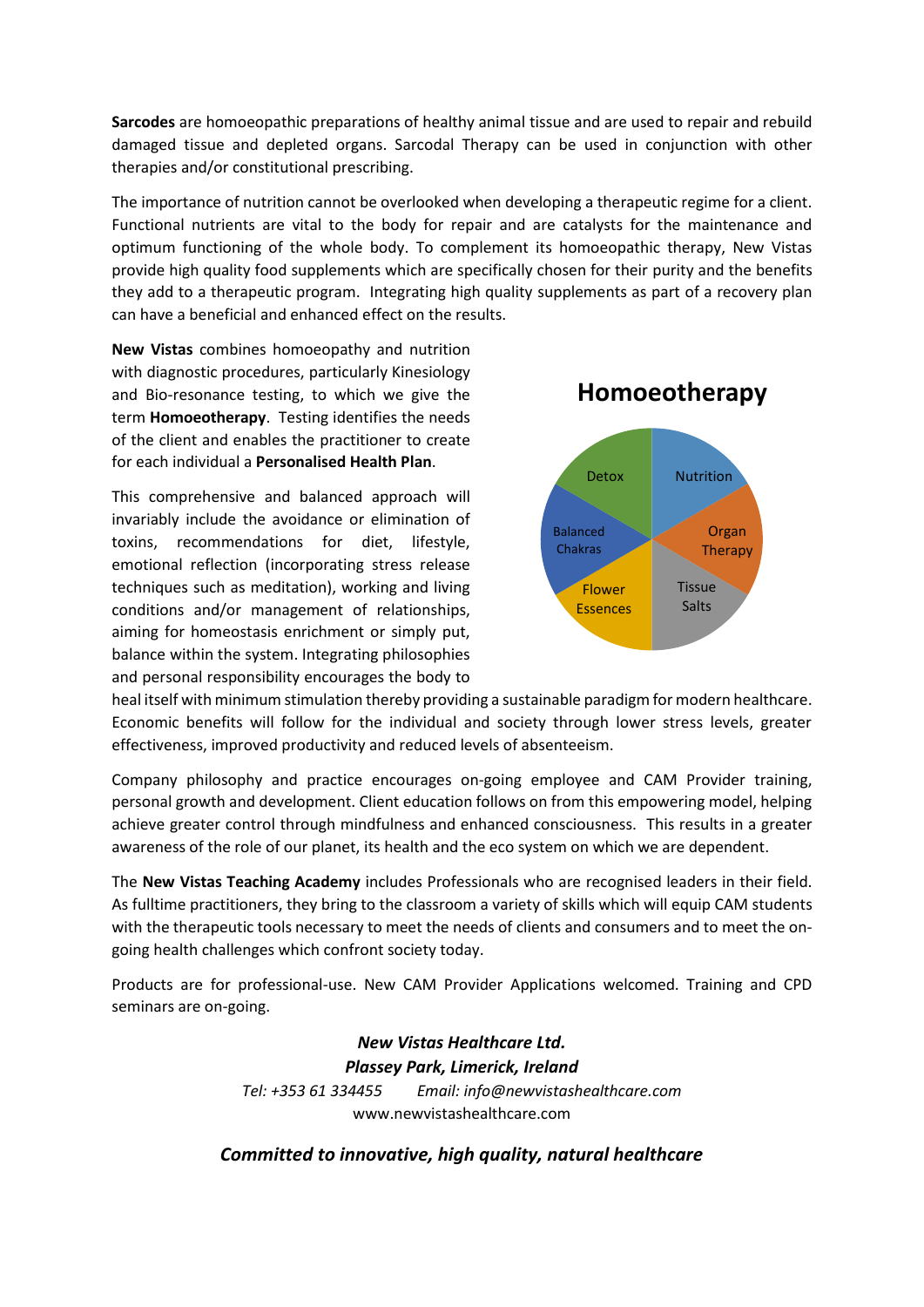**Sarcodes** are homoeopathic preparations of healthy animal tissue and are used to repair and rebuild damaged tissue and depleted organs. Sarcodal Therapy can be used in conjunction with other therapies and/or constitutional prescribing.

The importance of nutrition cannot be overlooked when developing a therapeutic regime for a client. Functional nutrients are vital to the body for repair and are catalysts for the maintenance and optimum functioning of the whole body. To complement its homoeopathic therapy, New Vistas provide high quality food supplements which are specifically chosen for their purity and the benefits they add to a therapeutic program. Integrating high quality supplements as part of a recovery plan can have a beneficial and enhanced effect on the results.

**New Vistas** combines homoeopathy and nutrition with diagnostic procedures, particularly Kinesiology and Bio-resonance testing, to which we give the term **Homoeotherapy**. Testing identifies the needs of the client and enables the practitioner to create for each individual a **Personalised Health Plan**.

## Homoeotherapy

- Nutrition
- Organ Therapy
- Tissue Salts
- Flower Essences
- Balanced Chakras
- Detox

This comprehensive and balanced approach will invariably include the avoidance or elimination of toxins, recommendations for diet, lifestyle, emotional reflection (incorporating stress release techniques such as meditation), working and living conditions and/or management of relationships, aiming for homeostasis enrichment or simply put, balance within the system. Integrating philosophies and personal responsibility encourages the body to heal itself with minimum stimulation thereby providing a sustainable paradigm for modern healthcare. Economic benefits will follow for the individual and society through lower stress levels, greater effectiveness, improved productivity and reduced levels of absenteeism.

Company philosophy and practice encourages on-going employee and CAM Provider training, personal growth and development. Client education follows on from this empowering model, helping achieve greater control through mindfulness and enhanced consciousness. This results in a greater awareness of the role of our planet, its health and the eco system on which we are dependent.

The **New Vistas Teaching Academy** includes Professionals who are recognised leaders in their field. As fulltime practitioners, they bring to the classroom a variety of skills which will equip CAM students with the therapeutic tools necessary to meet the needs of clients and consumers and to meet the on-going health challenges which confront society today.

Products are for professional-use. New CAM Provider Applications welcomed. Training and CPD seminars are on-going.

***New Vistas Healthcare Ltd.***
***Plassey Park, Limerick, Ireland***
*Tel: +353 61 334455* *Email: info@newvistashealthcare.com*
www.newvistashealthcare.com

***Committed to innovative, high quality, natural healthcare***